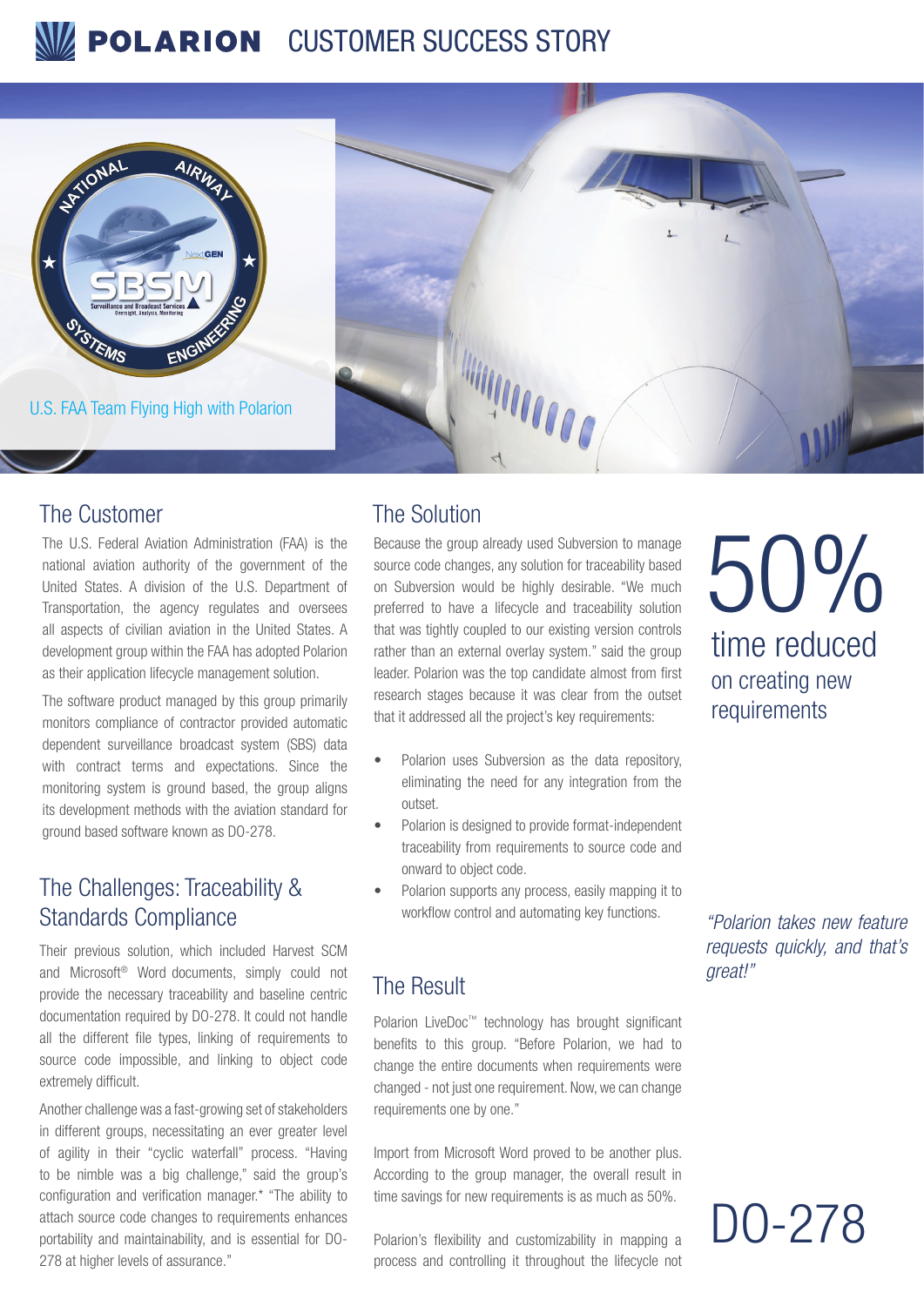# POLARION CUSTOMER SUCCESS STORY

U.S. FAA Team Flying High with Polarion

## The Customer

The U.S. Federal Aviation Administration (FAA) is the national aviation authority of the government of the United States. A division of the U.S. Department of Transportation, the agency regulates and oversees all aspects of civilian aviation in the United States. A development group within the FAA has adopted Polarion as their application lifecycle management solution.

The software product managed by this group primarily monitors compliance of contractor provided automatic dependent surveillance broadcast system (SBS) data with contract terms and expectations. Since the monitoring system is ground based, the group aligns its development methods with the aviation standard for ground based software known as DO-278.

## The Challenges: Traceability & Standards Compliance

Their previous solution, which included Harvest SCM and Microsoft® Word documents, simply could not provide the necessary traceability and baseline centric documentation required by DO-278. It could not handle all the different file types, linking of requirements to source code impossible, and linking to object code extremely difficult.

Another challenge was a fast-growing set of stakeholders in different groups, necessitating an ever greater level of agility in their "cyclic waterfall" process. "Having to be nimble was a big challenge," said the group's configuration and verification manager.* "The ability to attach source code changes to requirements enhances portability and maintainability, and is essential for DO-278 at higher levels of assurance."

## The Solution

Because the group already used Subversion to manage source code changes, any solution for traceability based on Subversion would be highly desirable. "We much preferred to have a lifecycle and traceability solution that was tightly coupled to our existing version controls rather than an external overlay system." said the group leader. Polarion was the top candidate almost from first research stages because it was clear from the outset that it addressed all the project's key requirements:

- Polarion uses Subversion as the data repository, eliminating the need for any integration from the outset.
- Polarion is designed to provide format-independent traceability from requirements to source code and onward to object code.
- Polarion supports any process, easily mapping it to workflow control and automating key functions.

## The Result

Polarion LiveDoc™ technology has brought significant benefits to this group. "Before Polarion, we had to change the entire documents when requirements were changed - not just one requirement. Now, we can change requirements one by one."

Import from Microsoft Word proved to be another plus. According to the group manager, the overall result in time savings for new requirements is as much as 50%.

Polarion's flexibility and customizability in mapping a process and controlling it throughout the lifecycle not

**50%** time reduced on creating new requirements

*"Polarion takes new feature requests quickly, and that's great!"*

**DO-278**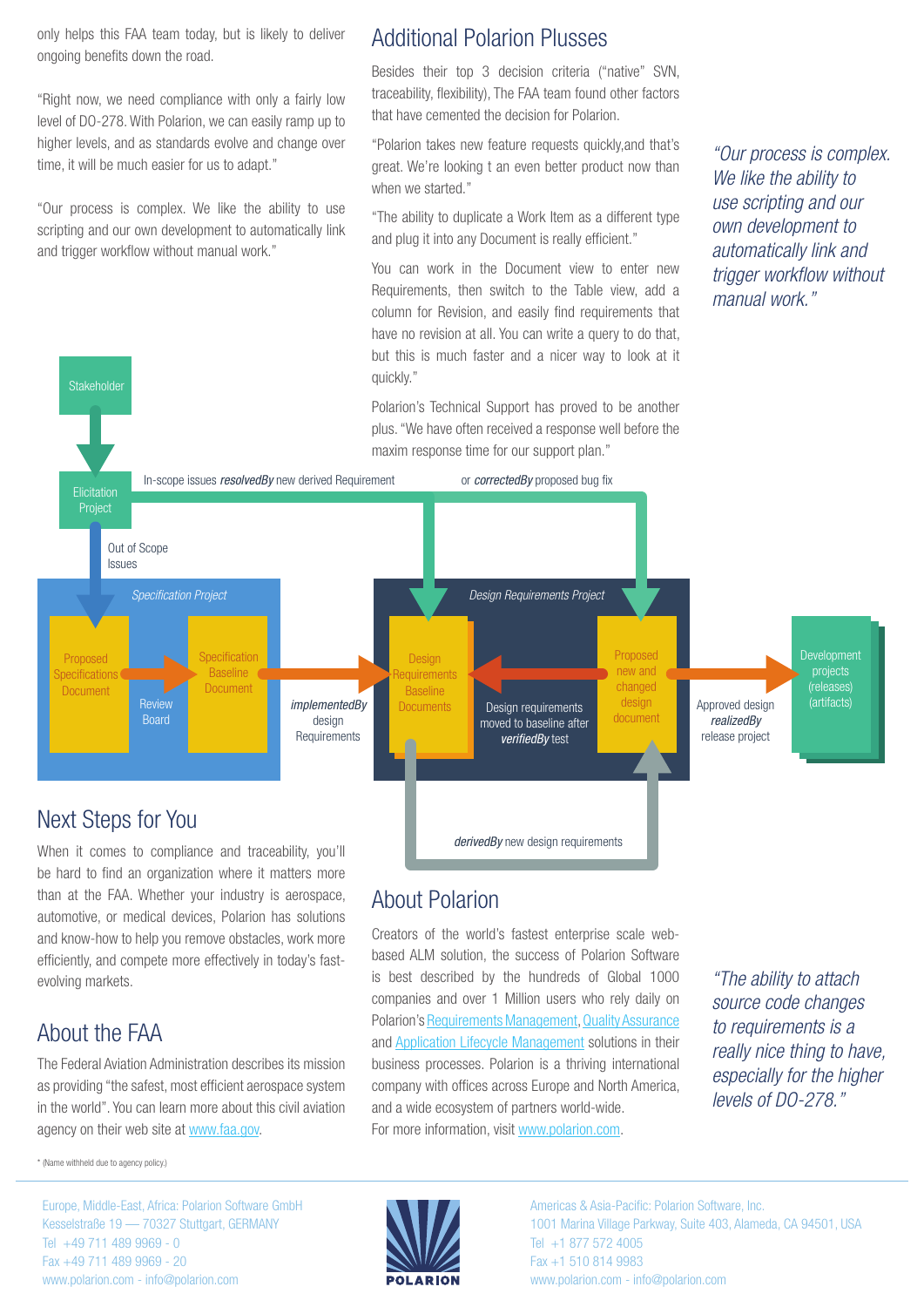only helps this FAA team today, but is likely to deliver ongoing benefits down the road.

"Right now, we need compliance with only a fairly low level of DO-278. With Polarion, we can easily ramp up to higher levels, and as standards evolve and change over time, it will be much easier for us to adapt."

"Our process is complex. We like the ability to use scripting and our own development to automatically link and trigger workflow without manual work."

## Additional Polarion Plusses

Besides their top 3 decision criteria ("native" SVN, traceability, flexibility), The FAA team found other factors that have cemented the decision for Polarion.

"Polarion takes new feature requests quickly,and that's great. We're looking t an even better product now than when we started."

"The ability to duplicate a Work Item as a different type and plug it into any Document is really efficient."

You can work in the Document view to enter new Requirements, then switch to the Table view, add a column for Revision, and easily find requirements that have no revision at all. You can write a query to do that, but this is much faster and a nicer way to look at it quickly."

Polarion's Technical Support has proved to be another plus. "We have often received a response well before the maxim response time for our support plan."

*"Our process is complex. We like the ability to use scripting and our own development to automatically link and trigger workflow without manual work."*

Stakeholder

Elicitation Project

In-scope issues ***resolvedBy*** new derived Requirement

or ***correctedBy*** proposed bug fix

Out of Scope Issues

*Specification Project*

Proposed Specifications Document

Review Board

Specification Baseline Document

***implementedBy*** design Requirements

*Design Requirements Project*

Design Requirements Baseline Documents

Design requirements moved to baseline after ***verifiedBy*** test

Proposed new and changed design document

Approved design ***realizedBy*** release project

Development projects (releases) (artifacts)

***derivedBy*** new design requirements

## Next Steps for You

When it comes to compliance and traceability, you'll be hard to find an organization where it matters more than at the FAA. Whether your industry is aerospace, automotive, or medical devices, Polarion has solutions and know-how to help you remove obstacles, work more efficiently, and compete more effectively in today's fast-evolving markets.

## About the FAA

The Federal Aviation Administration describes its mission as providing "the safest, most efficient aerospace system in the world". You can learn more about this civil aviation agency on their web site at [www.faa.gov](http://www.faa.gov).

## About Polarion

Creators of the world's fastest enterprise scale web-based ALM solution, the success of Polarion Software is best described by the hundreds of Global 1000 companies and over 1 Million users who rely daily on Polarion's Requirements Management, Quality Assurance and Application Lifecycle Management solutions in their business processes. Polarion is a thriving international company with offices across Europe and North America, and a wide ecosystem of partners world-wide.
For more information, visit [www.polarion.com](http://www.polarion.com).

*"The ability to attach source code changes to requirements is a really nice thing to have, especially for the higher levels of DO-278."*

\* (Name withheld due to agency policy.)

Europe, Middle-East, Africa: Polarion Software GmbH
Kesselstraße 19 — 70327 Stuttgart, GERMANY
Tel +49 711 489 9969 - 0
Fax +49 711 489 9969 - 20
www.polarion.com - info@polarion.com

POLARION

Americas & Asia-Pacific: Polarion Software, Inc.
1001 Marina Village Parkway, Suite 403, Alameda, CA 94501, USA
Tel +1 877 572 4005
Fax +1 510 814 9983
www.polarion.com - info@polarion.com